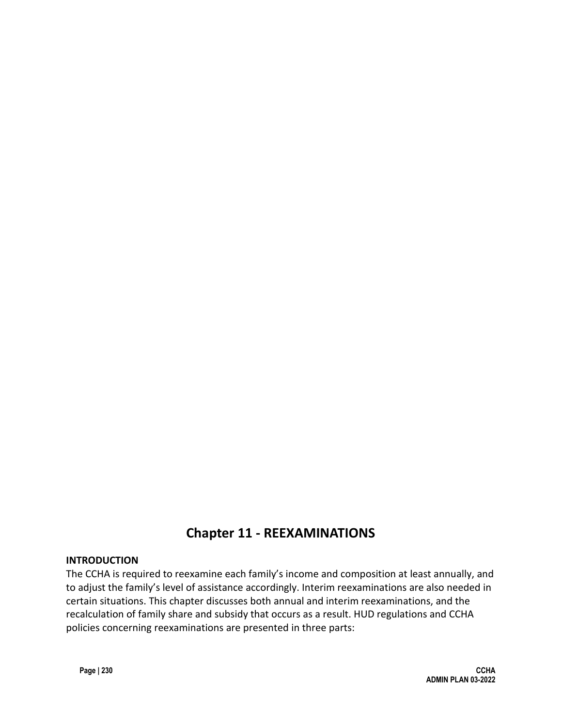# Chapter 11 - REEXAMINATIONS

**INTRODUCTION**

The CCHA is required to reexamine each family's income and composition at least annually, and to adjust the family's level of assistance accordingly. Interim reexaminations are also needed in certain situations. This chapter discusses both annual and interim reexaminations, and the recalculation of family share and subsidy that occurs as a result. HUD regulations and CCHA policies concerning reexaminations are presented in three parts: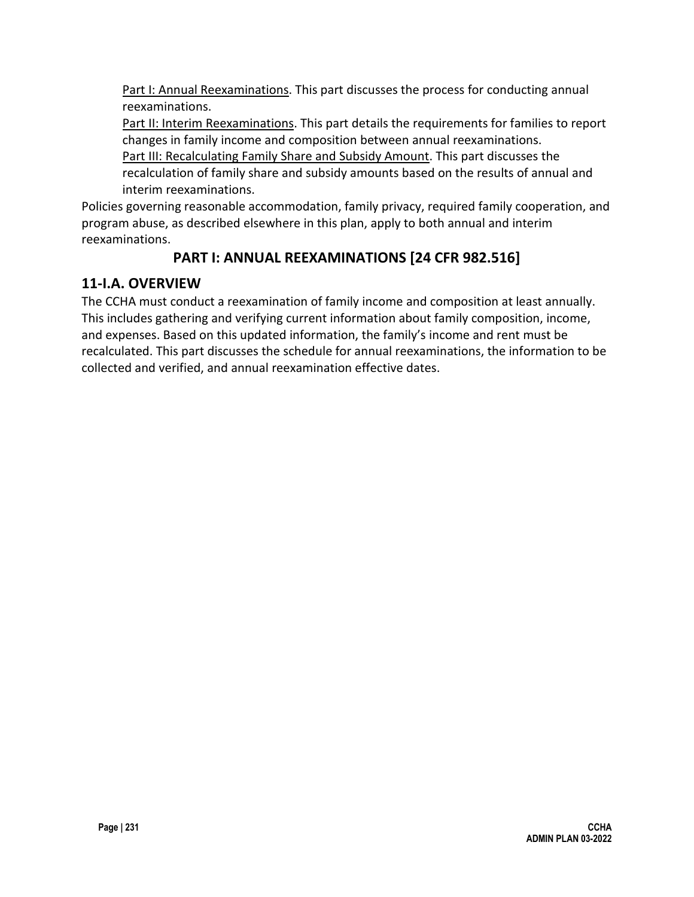Part I: Annual Reexaminations. This part discusses the process for conducting annual reexaminations.

Part II: Interim Reexaminations. This part details the requirements for families to report changes in family income and composition between annual reexaminations.

Part III: Recalculating Family Share and Subsidy Amount. This part discusses the recalculation of family share and subsidy amounts based on the results of annual and interim reexaminations.

Policies governing reasonable accommodation, family privacy, required family cooperation, and program abuse, as described elsewhere in this plan, apply to both annual and interim reexaminations.

## PART I: ANNUAL REEXAMINATIONS [24 CFR 982.516]

### 11-I.A. OVERVIEW

The CCHA must conduct a reexamination of family income and composition at least annually. This includes gathering and verifying current information about family composition, income, and expenses. Based on this updated information, the family's income and rent must be recalculated. This part discusses the schedule for annual reexaminations, the information to be collected and verified, and annual reexamination effective dates.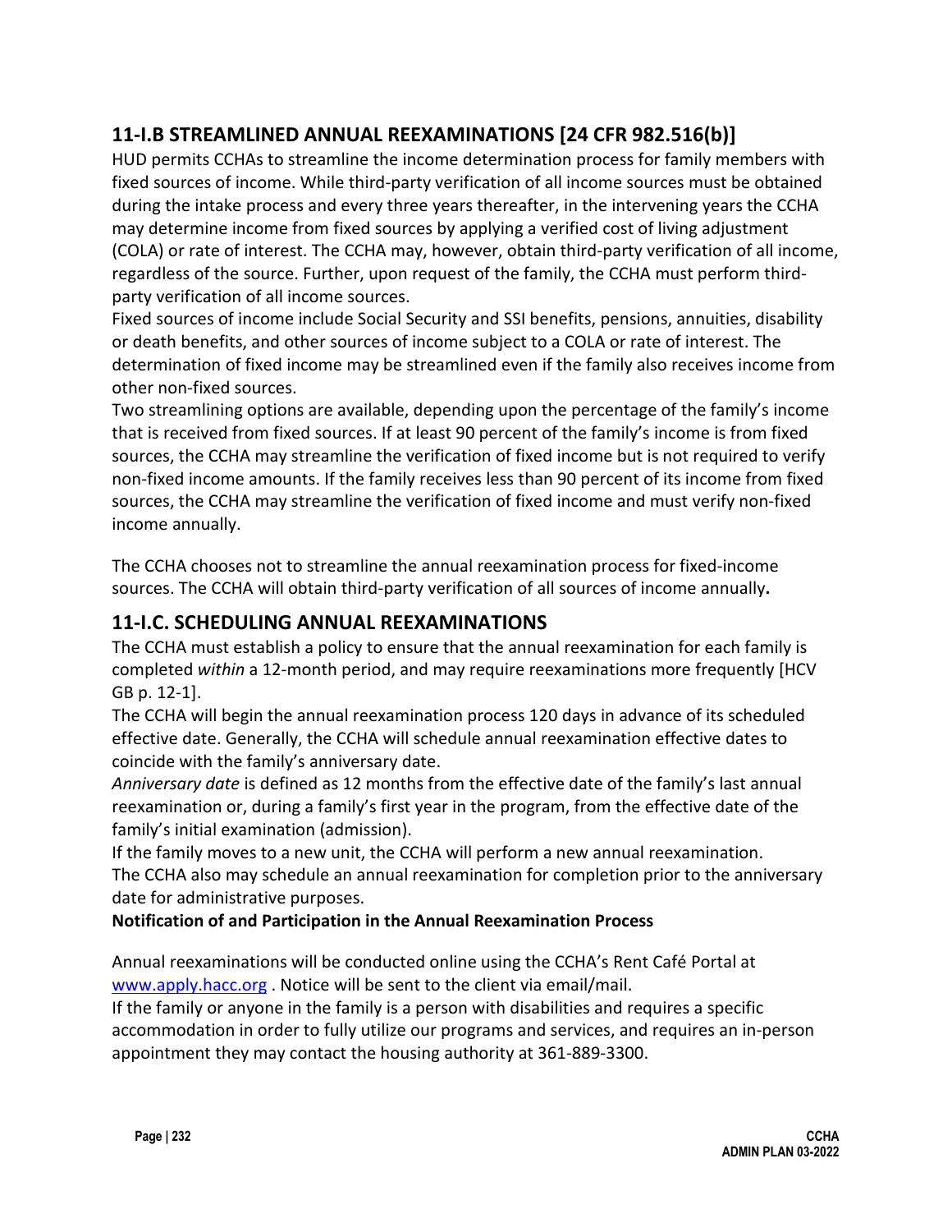## 11-I.B STREAMLINED ANNUAL REEXAMINATIONS [24 CFR 982.516(b)]

HUD permits CCHAs to streamline the income determination process for family members with fixed sources of income. While third-party verification of all income sources must be obtained during the intake process and every three years thereafter, in the intervening years the CCHA may determine income from fixed sources by applying a verified cost of living adjustment (COLA) or rate of interest. The CCHA may, however, obtain third-party verification of all income, regardless of the source. Further, upon request of the family, the CCHA must perform third-party verification of all income sources.

Fixed sources of income include Social Security and SSI benefits, pensions, annuities, disability or death benefits, and other sources of income subject to a COLA or rate of interest. The determination of fixed income may be streamlined even if the family also receives income from other non-fixed sources.

Two streamlining options are available, depending upon the percentage of the family's income that is received from fixed sources. If at least 90 percent of the family's income is from fixed sources, the CCHA may streamline the verification of fixed income but is not required to verify non-fixed income amounts. If the family receives less than 90 percent of its income from fixed sources, the CCHA may streamline the verification of fixed income and must verify non-fixed income annually.

The CCHA chooses not to streamline the annual reexamination process for fixed-income sources. The CCHA will obtain third-party verification of all sources of income annually**.**

## 11-I.C. SCHEDULING ANNUAL REEXAMINATIONS

The CCHA must establish a policy to ensure that the annual reexamination for each family is completed *within* a 12-month period, and may require reexaminations more frequently [HCV GB p. 12-1].

The CCHA will begin the annual reexamination process 120 days in advance of its scheduled effective date. Generally, the CCHA will schedule annual reexamination effective dates to coincide with the family's anniversary date.

*Anniversary date* is defined as 12 months from the effective date of the family's last annual reexamination or, during a family's first year in the program, from the effective date of the family's initial examination (admission).

If the family moves to a new unit, the CCHA will perform a new annual reexamination.

The CCHA also may schedule an annual reexamination for completion prior to the anniversary date for administrative purposes.

**Notification of and Participation in the Annual Reexamination Process**

Annual reexaminations will be conducted online using the CCHA's Rent Café Portal at [www.apply.hacc.org](www.apply.hacc.org) . Notice will be sent to the client via email/mail.

If the family or anyone in the family is a person with disabilities and requires a specific accommodation in order to fully utilize our programs and services, and requires an in-person appointment they may contact the housing authority at 361-889-3300.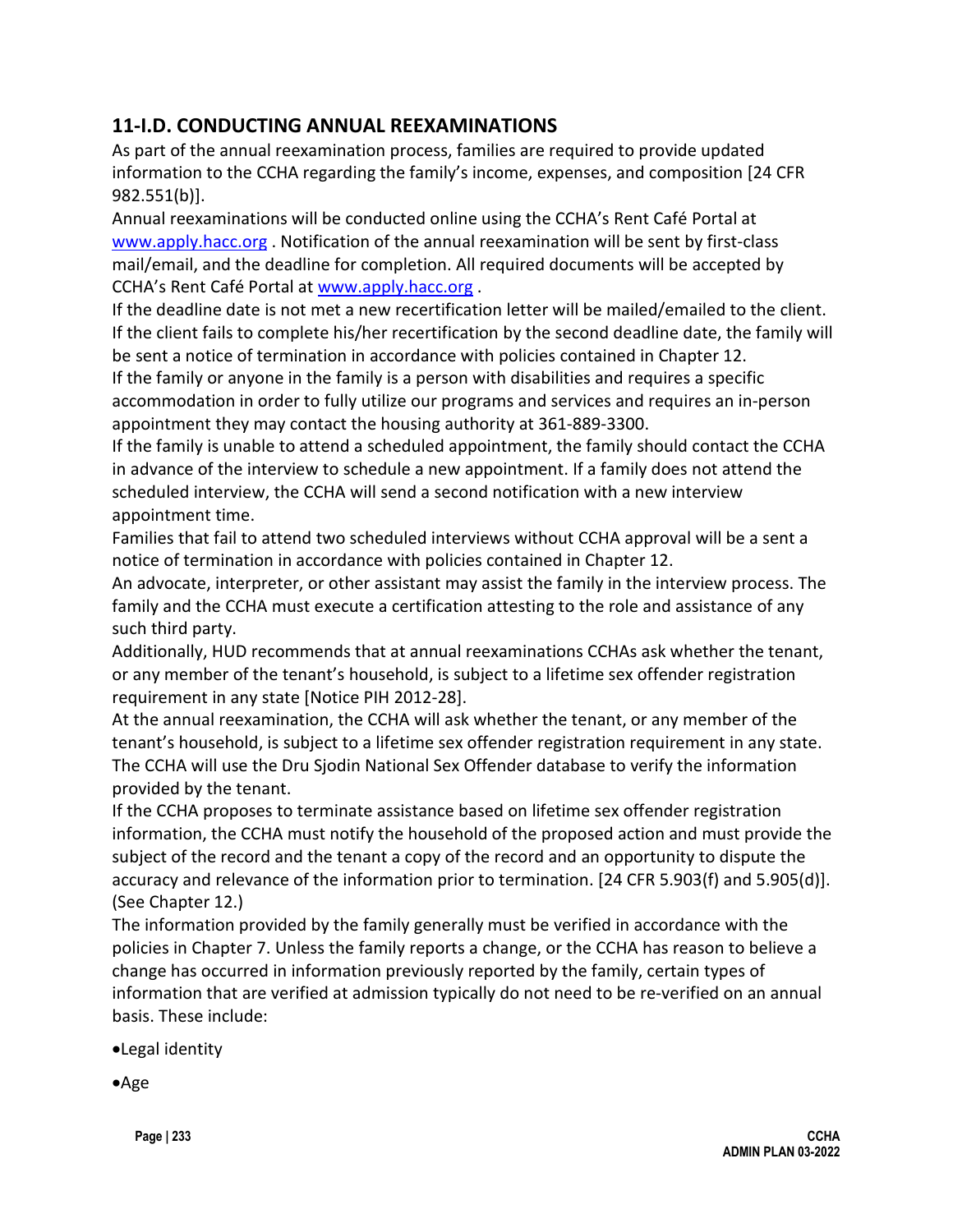## 11-I.D. CONDUCTING ANNUAL REEXAMINATIONS

As part of the annual reexamination process, families are required to provide updated information to the CCHA regarding the family's income, expenses, and composition [24 CFR 982.551(b)].

Annual reexaminations will be conducted online using the CCHA's Rent Café Portal at [www.apply.hacc.org](http://www.apply.hacc.org) . Notification of the annual reexamination will be sent by first-class mail/email, and the deadline for completion. All required documents will be accepted by CCHA's Rent Café Portal at [www.apply.hacc.org](http://www.apply.hacc.org) .

If the deadline date is not met a new recertification letter will be mailed/emailed to the client. If the client fails to complete his/her recertification by the second deadline date, the family will be sent a notice of termination in accordance with policies contained in Chapter 12.

If the family or anyone in the family is a person with disabilities and requires a specific accommodation in order to fully utilize our programs and services and requires an in-person appointment they may contact the housing authority at 361-889-3300.

If the family is unable to attend a scheduled appointment, the family should contact the CCHA in advance of the interview to schedule a new appointment. If a family does not attend the scheduled interview, the CCHA will send a second notification with a new interview appointment time.

Families that fail to attend two scheduled interviews without CCHA approval will be a sent a notice of termination in accordance with policies contained in Chapter 12.

An advocate, interpreter, or other assistant may assist the family in the interview process. The family and the CCHA must execute a certification attesting to the role and assistance of any such third party.

Additionally, HUD recommends that at annual reexaminations CCHAs ask whether the tenant, or any member of the tenant's household, is subject to a lifetime sex offender registration requirement in any state [Notice PIH 2012-28].

At the annual reexamination, the CCHA will ask whether the tenant, or any member of the tenant's household, is subject to a lifetime sex offender registration requirement in any state. The CCHA will use the Dru Sjodin National Sex Offender database to verify the information provided by the tenant.

If the CCHA proposes to terminate assistance based on lifetime sex offender registration information, the CCHA must notify the household of the proposed action and must provide the subject of the record and the tenant a copy of the record and an opportunity to dispute the accuracy and relevance of the information prior to termination. [24 CFR 5.903(f) and 5.905(d)]. (See Chapter 12.)

The information provided by the family generally must be verified in accordance with the policies in Chapter 7. Unless the family reports a change, or the CCHA has reason to believe a change has occurred in information previously reported by the family, certain types of information that are verified at admission typically do not need to be re-verified on an annual basis. These include:

- Legal identity
- Age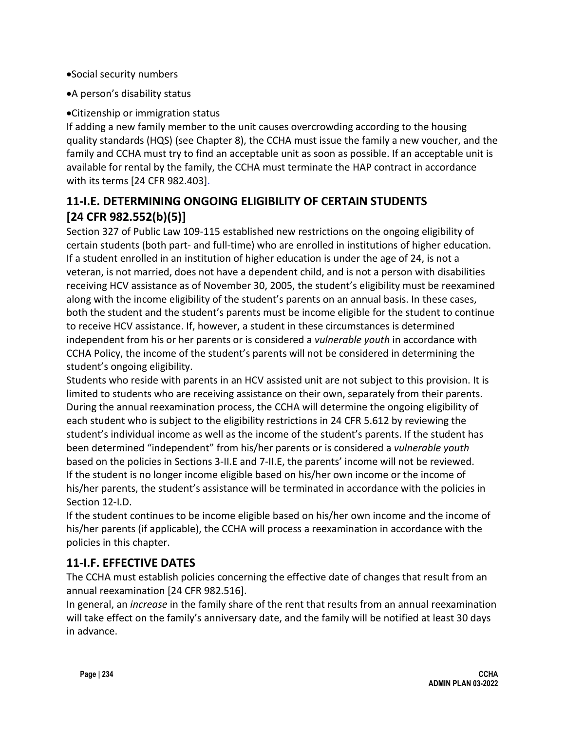- Social security numbers
- A person's disability status
- Citizenship or immigration status

If adding a new family member to the unit causes overcrowding according to the housing quality standards (HQS) (see Chapter 8), the CCHA must issue the family a new voucher, and the family and CCHA must try to find an acceptable unit as soon as possible. If an acceptable unit is available for rental by the family, the CCHA must terminate the HAP contract in accordance with its terms [24 CFR 982.403].

## 11-I.E. DETERMINING ONGOING ELIGIBILITY OF CERTAIN STUDENTS [24 CFR 982.552(b)(5)]

Section 327 of Public Law 109-115 established new restrictions on the ongoing eligibility of certain students (both part- and full-time) who are enrolled in institutions of higher education. If a student enrolled in an institution of higher education is under the age of 24, is not a veteran, is not married, does not have a dependent child, and is not a person with disabilities receiving HCV assistance as of November 30, 2005, the student's eligibility must be reexamined along with the income eligibility of the student's parents on an annual basis. In these cases, both the student and the student's parents must be income eligible for the student to continue to receive HCV assistance. If, however, a student in these circumstances is determined independent from his or her parents or is considered a *vulnerable youth* in accordance with CCHA Policy, the income of the student's parents will not be considered in determining the student's ongoing eligibility.

Students who reside with parents in an HCV assisted unit are not subject to this provision. It is limited to students who are receiving assistance on their own, separately from their parents.

During the annual reexamination process, the CCHA will determine the ongoing eligibility of each student who is subject to the eligibility restrictions in 24 CFR 5.612 by reviewing the student's individual income as well as the income of the student's parents. If the student has been determined "independent" from his/her parents or is considered a *vulnerable youth* based on the policies in Sections 3-II.E and 7-II.E, the parents' income will not be reviewed.

If the student is no longer income eligible based on his/her own income or the income of his/her parents, the student's assistance will be terminated in accordance with the policies in Section 12-I.D.

If the student continues to be income eligible based on his/her own income and the income of his/her parents (if applicable), the CCHA will process a reexamination in accordance with the policies in this chapter.

## 11-I.F. EFFECTIVE DATES

The CCHA must establish policies concerning the effective date of changes that result from an annual reexamination [24 CFR 982.516].

In general, an *increase* in the family share of the rent that results from an annual reexamination will take effect on the family's anniversary date, and the family will be notified at least 30 days in advance.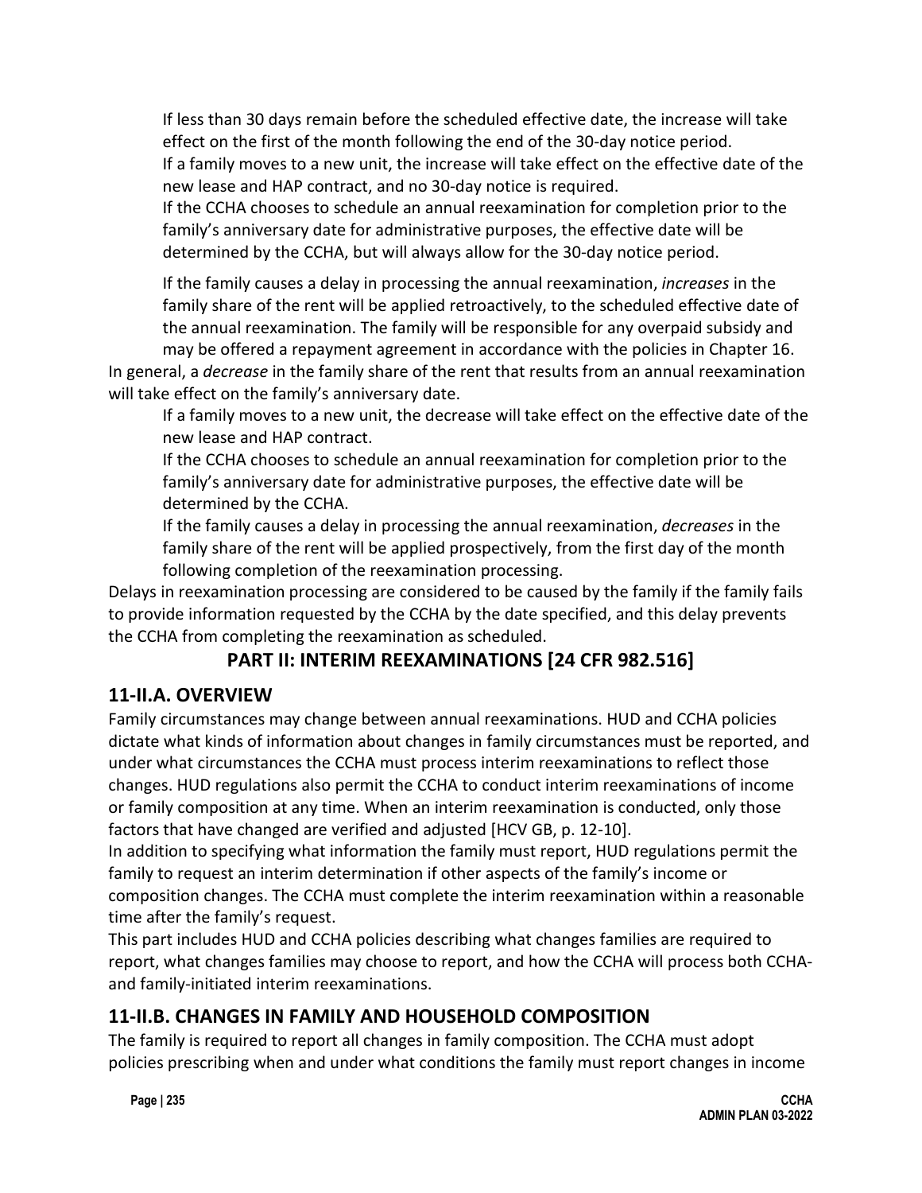If less than 30 days remain before the scheduled effective date, the increase will take effect on the first of the month following the end of the 30-day notice period.

If a family moves to a new unit, the increase will take effect on the effective date of the new lease and HAP contract, and no 30-day notice is required.

If the CCHA chooses to schedule an annual reexamination for completion prior to the family's anniversary date for administrative purposes, the effective date will be determined by the CCHA, but will always allow for the 30-day notice period.

If the family causes a delay in processing the annual reexamination, *increases* in the family share of the rent will be applied retroactively, to the scheduled effective date of the annual reexamination. The family will be responsible for any overpaid subsidy and may be offered a repayment agreement in accordance with the policies in Chapter 16.

In general, a *decrease* in the family share of the rent that results from an annual reexamination will take effect on the family's anniversary date.

If a family moves to a new unit, the decrease will take effect on the effective date of the new lease and HAP contract.

If the CCHA chooses to schedule an annual reexamination for completion prior to the family's anniversary date for administrative purposes, the effective date will be determined by the CCHA.

If the family causes a delay in processing the annual reexamination, *decreases* in the family share of the rent will be applied prospectively, from the first day of the month following completion of the reexamination processing.

Delays in reexamination processing are considered to be caused by the family if the family fails to provide information requested by the CCHA by the date specified, and this delay prevents the CCHA from completing the reexamination as scheduled.

# PART II: INTERIM REEXAMINATIONS [24 CFR 982.516]

## 11-II.A. OVERVIEW

Family circumstances may change between annual reexaminations. HUD and CCHA policies dictate what kinds of information about changes in family circumstances must be reported, and under what circumstances the CCHA must process interim reexaminations to reflect those changes. HUD regulations also permit the CCHA to conduct interim reexaminations of income or family composition at any time. When an interim reexamination is conducted, only those factors that have changed are verified and adjusted [HCV GB, p. 12-10].

In addition to specifying what information the family must report, HUD regulations permit the family to request an interim determination if other aspects of the family's income or composition changes. The CCHA must complete the interim reexamination within a reasonable time after the family's request.

This part includes HUD and CCHA policies describing what changes families are required to report, what changes families may choose to report, and how the CCHA will process both CCHA- and family-initiated interim reexaminations.

## 11-II.B. CHANGES IN FAMILY AND HOUSEHOLD COMPOSITION

The family is required to report all changes in family composition. The CCHA must adopt policies prescribing when and under what conditions the family must report changes in income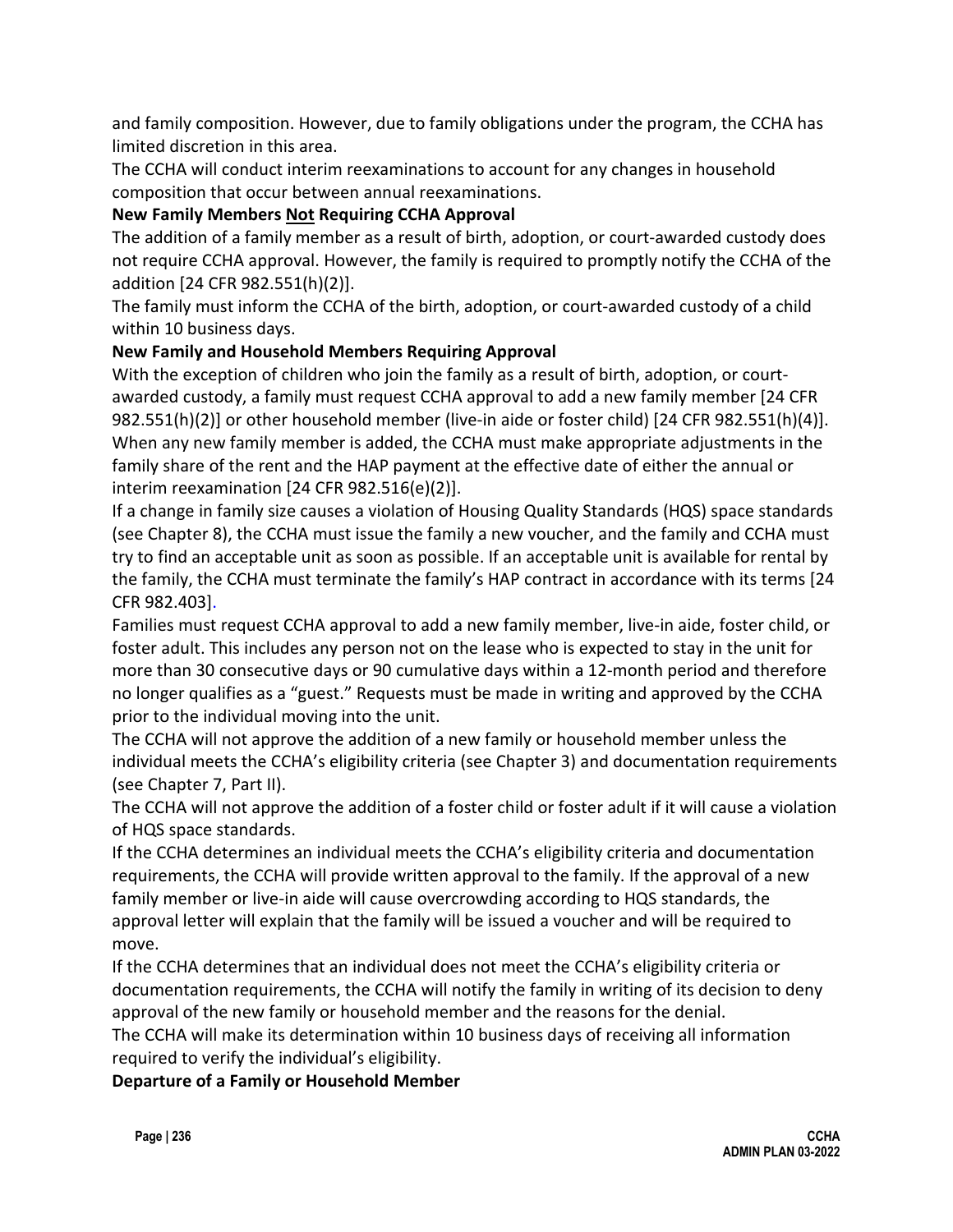and family composition. However, due to family obligations under the program, the CCHA has limited discretion in this area.

The CCHA will conduct interim reexaminations to account for any changes in household composition that occur between annual reexaminations.

**New Family Members <u>Not</u> Requiring CCHA Approval**

The addition of a family member as a result of birth, adoption, or court-awarded custody does not require CCHA approval. However, the family is required to promptly notify the CCHA of the addition [24 CFR 982.551(h)(2)].

The family must inform the CCHA of the birth, adoption, or court-awarded custody of a child within 10 business days.

**New Family and Household Members Requiring Approval**

With the exception of children who join the family as a result of birth, adoption, or court-awarded custody, a family must request CCHA approval to add a new family member [24 CFR 982.551(h)(2)] or other household member (live-in aide or foster child) [24 CFR 982.551(h)(4)].

When any new family member is added, the CCHA must make appropriate adjustments in the family share of the rent and the HAP payment at the effective date of either the annual or interim reexamination [24 CFR 982.516(e)(2)].

If a change in family size causes a violation of Housing Quality Standards (HQS) space standards (see Chapter 8), the CCHA must issue the family a new voucher, and the family and CCHA must try to find an acceptable unit as soon as possible. If an acceptable unit is available for rental by the family, the CCHA must terminate the family's HAP contract in accordance with its terms [24 CFR 982.403].

Families must request CCHA approval to add a new family member, live-in aide, foster child, or foster adult. This includes any person not on the lease who is expected to stay in the unit for more than 30 consecutive days or 90 cumulative days within a 12-month period and therefore no longer qualifies as a "guest." Requests must be made in writing and approved by the CCHA prior to the individual moving into the unit.

The CCHA will not approve the addition of a new family or household member unless the individual meets the CCHA's eligibility criteria (see Chapter 3) and documentation requirements (see Chapter 7, Part II).

The CCHA will not approve the addition of a foster child or foster adult if it will cause a violation of HQS space standards.

If the CCHA determines an individual meets the CCHA's eligibility criteria and documentation requirements, the CCHA will provide written approval to the family. If the approval of a new family member or live-in aide will cause overcrowding according to HQS standards, the approval letter will explain that the family will be issued a voucher and will be required to move.

If the CCHA determines that an individual does not meet the CCHA's eligibility criteria or documentation requirements, the CCHA will notify the family in writing of its decision to deny approval of the new family or household member and the reasons for the denial.

The CCHA will make its determination within 10 business days of receiving all information required to verify the individual's eligibility.

**Departure of a Family or Household Member**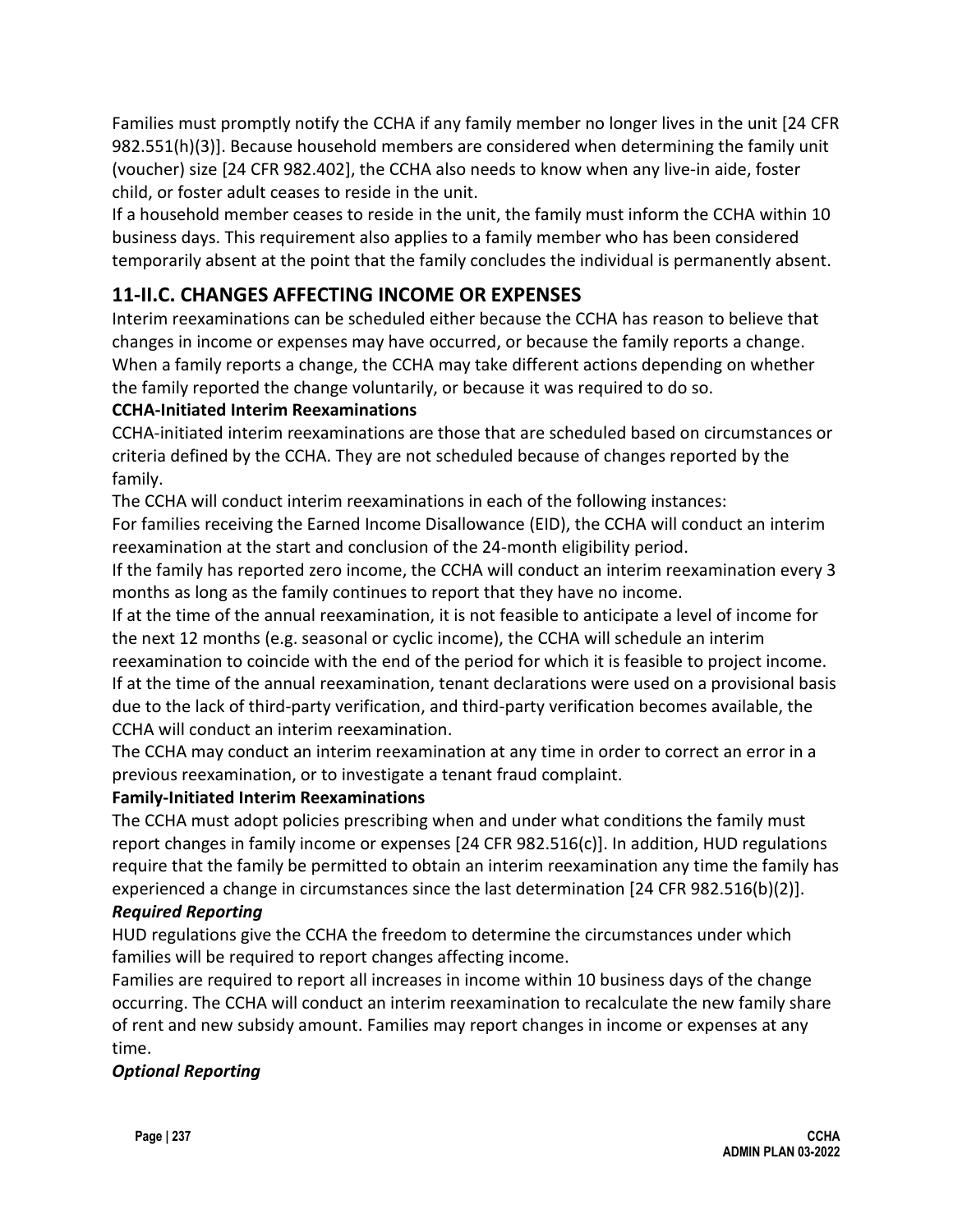Families must promptly notify the CCHA if any family member no longer lives in the unit [24 CFR 982.551(h)(3)]. Because household members are considered when determining the family unit (voucher) size [24 CFR 982.402], the CCHA also needs to know when any live-in aide, foster child, or foster adult ceases to reside in the unit.

If a household member ceases to reside in the unit, the family must inform the CCHA within 10 business days. This requirement also applies to a family member who has been considered temporarily absent at the point that the family concludes the individual is permanently absent.

## 11-II.C. CHANGES AFFECTING INCOME OR EXPENSES

Interim reexaminations can be scheduled either because the CCHA has reason to believe that changes in income or expenses may have occurred, or because the family reports a change. When a family reports a change, the CCHA may take different actions depending on whether the family reported the change voluntarily, or because it was required to do so.

**CCHA-Initiated Interim Reexaminations**

CCHA-initiated interim reexaminations are those that are scheduled based on circumstances or criteria defined by the CCHA. They are not scheduled because of changes reported by the family.

The CCHA will conduct interim reexaminations in each of the following instances:

For families receiving the Earned Income Disallowance (EID), the CCHA will conduct an interim reexamination at the start and conclusion of the 24-month eligibility period.

If the family has reported zero income, the CCHA will conduct an interim reexamination every 3 months as long as the family continues to report that they have no income.

If at the time of the annual reexamination, it is not feasible to anticipate a level of income for the next 12 months (e.g. seasonal or cyclic income), the CCHA will schedule an interim reexamination to coincide with the end of the period for which it is feasible to project income.

If at the time of the annual reexamination, tenant declarations were used on a provisional basis due to the lack of third-party verification, and third-party verification becomes available, the CCHA will conduct an interim reexamination.

The CCHA may conduct an interim reexamination at any time in order to correct an error in a previous reexamination, or to investigate a tenant fraud complaint.

**Family-Initiated Interim Reexaminations**

The CCHA must adopt policies prescribing when and under what conditions the family must report changes in family income or expenses [24 CFR 982.516(c)]. In addition, HUD regulations require that the family be permitted to obtain an interim reexamination any time the family has experienced a change in circumstances since the last determination [24 CFR 982.516(b)(2)].

***Required Reporting***

HUD regulations give the CCHA the freedom to determine the circumstances under which families will be required to report changes affecting income.

Families are required to report all increases in income within 10 business days of the change occurring. The CCHA will conduct an interim reexamination to recalculate the new family share of rent and new subsidy amount. Families may report changes in income or expenses at any time.

***Optional Reporting***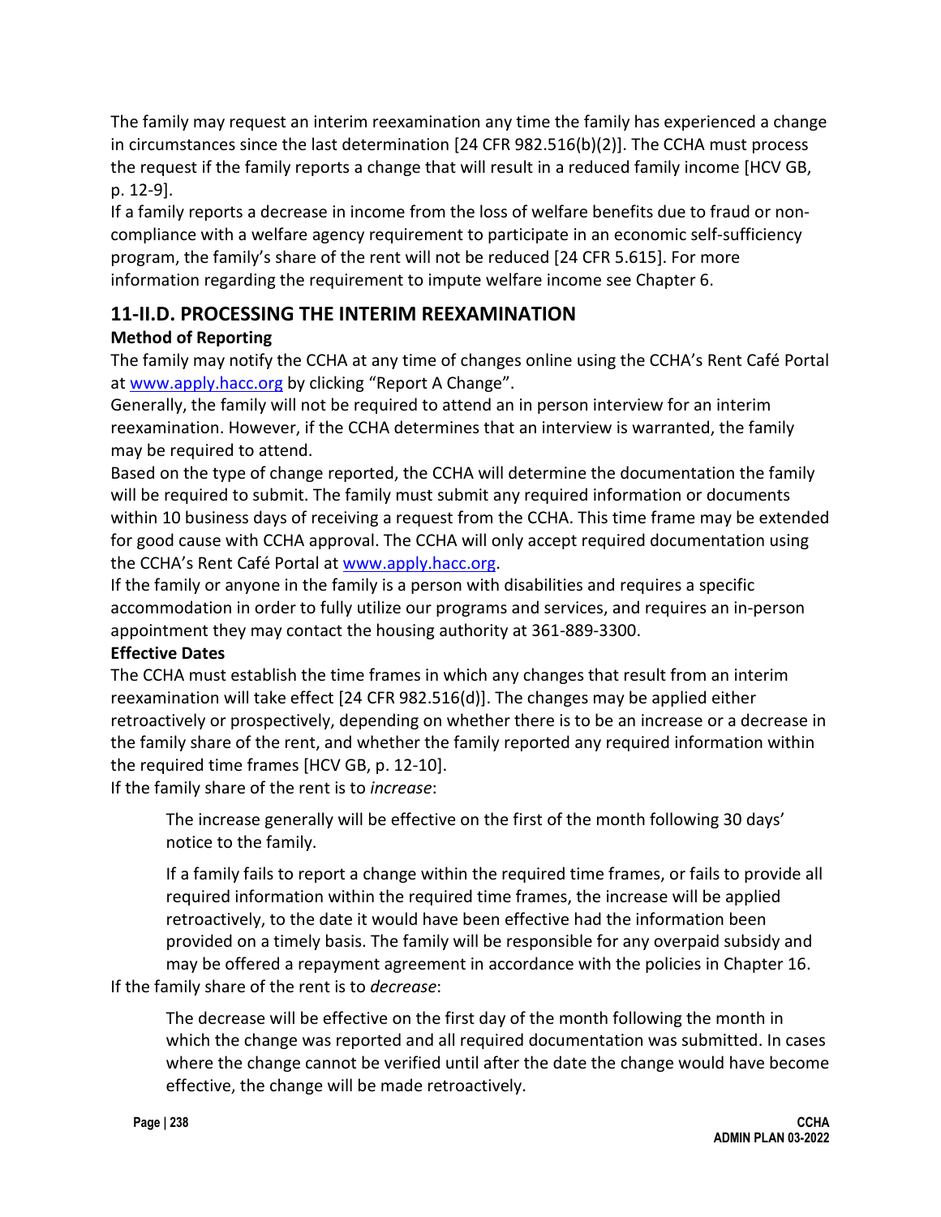The family may request an interim reexamination any time the family has experienced a change in circumstances since the last determination [24 CFR 982.516(b)(2)]. The CCHA must process the request if the family reports a change that will result in a reduced family income [HCV GB, p. 12-9].

If a family reports a decrease in income from the loss of welfare benefits due to fraud or non-compliance with a welfare agency requirement to participate in an economic self-sufficiency program, the family's share of the rent will not be reduced [24 CFR 5.615]. For more information regarding the requirement to impute welfare income see Chapter 6.

## 11-II.D. PROCESSING THE INTERIM REEXAMINATION

**Method of Reporting**

The family may notify the CCHA at any time of changes online using the CCHA's Rent Café Portal at [www.apply.hacc.org](www.apply.hacc.org) by clicking "Report A Change".

Generally, the family will not be required to attend an in person interview for an interim reexamination. However, if the CCHA determines that an interview is warranted, the family may be required to attend.

Based on the type of change reported, the CCHA will determine the documentation the family will be required to submit. The family must submit any required information or documents within 10 business days of receiving a request from the CCHA. This time frame may be extended for good cause with CCHA approval. The CCHA will only accept required documentation using the CCHA's Rent Café Portal at [www.apply.hacc.org](www.apply.hacc.org).

If the family or anyone in the family is a person with disabilities and requires a specific accommodation in order to fully utilize our programs and services, and requires an in-person appointment they may contact the housing authority at 361-889-3300.

**Effective Dates**

The CCHA must establish the time frames in which any changes that result from an interim reexamination will take effect [24 CFR 982.516(d)]. The changes may be applied either retroactively or prospectively, depending on whether there is to be an increase or a decrease in the family share of the rent, and whether the family reported any required information within the required time frames [HCV GB, p. 12-10].

If the family share of the rent is to *increase*:

> The increase generally will be effective on the first of the month following 30 days' notice to the family.
>
> If a family fails to report a change within the required time frames, or fails to provide all required information within the required time frames, the increase will be applied retroactively, to the date it would have been effective had the information been provided on a timely basis. The family will be responsible for any overpaid subsidy and may be offered a repayment agreement in accordance with the policies in Chapter 16.

If the family share of the rent is to *decrease*:

> The decrease will be effective on the first day of the month following the month in which the change was reported and all required documentation was submitted. In cases where the change cannot be verified until after the date the change would have become effective, the change will be made retroactively.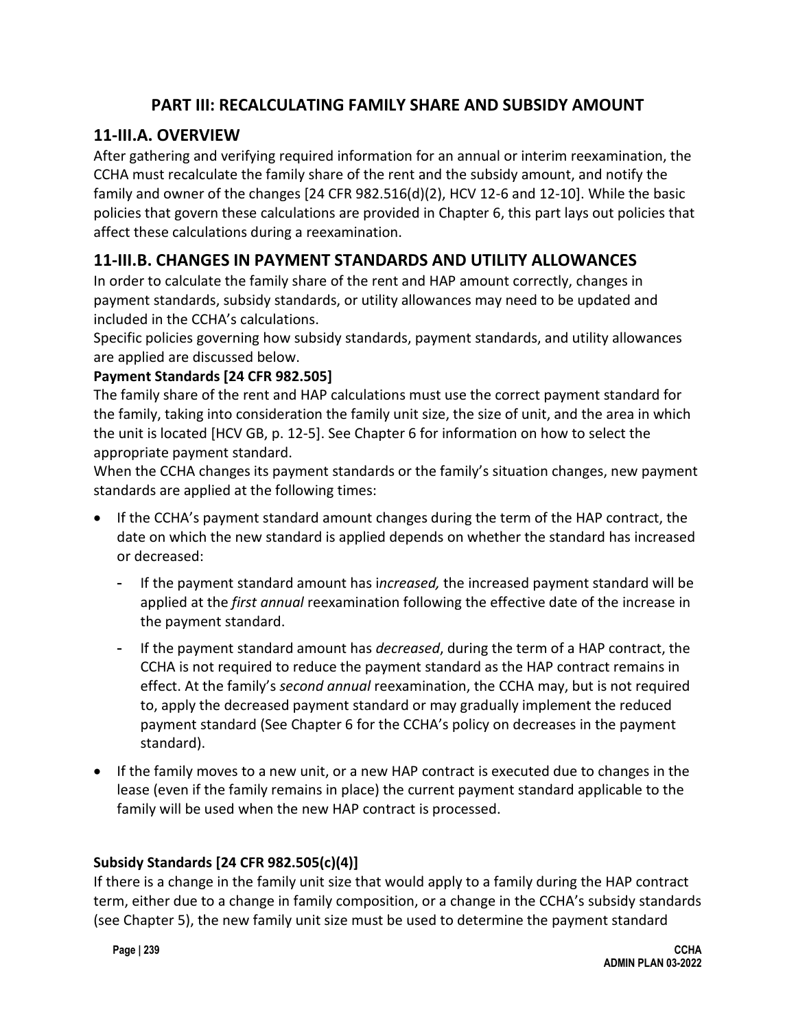# PART III: RECALCULATING FAMILY SHARE AND SUBSIDY AMOUNT

## 11-III.A. OVERVIEW

After gathering and verifying required information for an annual or interim reexamination, the CCHA must recalculate the family share of the rent and the subsidy amount, and notify the family and owner of the changes [24 CFR 982.516(d)(2), HCV 12-6 and 12-10]. While the basic policies that govern these calculations are provided in Chapter 6, this part lays out policies that affect these calculations during a reexamination.

## 11-III.B. CHANGES IN PAYMENT STANDARDS AND UTILITY ALLOWANCES

In order to calculate the family share of the rent and HAP amount correctly, changes in payment standards, subsidy standards, or utility allowances may need to be updated and included in the CCHA's calculations.

Specific policies governing how subsidy standards, payment standards, and utility allowances are applied are discussed below.

**Payment Standards [24 CFR 982.505]**

The family share of the rent and HAP calculations must use the correct payment standard for the family, taking into consideration the family unit size, the size of unit, and the area in which the unit is located [HCV GB, p. 12-5]. See Chapter 6 for information on how to select the appropriate payment standard.

When the CCHA changes its payment standards or the family's situation changes, new payment standards are applied at the following times:

- If the CCHA's payment standard amount changes during the term of the HAP contract, the date on which the new standard is applied depends on whether the standard has increased or decreased:
  - If the payment standard amount has i*ncreased,* the increased payment standard will be applied at the *first annual* reexamination following the effective date of the increase in the payment standard.
  - If the payment standard amount has *decreased*, during the term of a HAP contract, the CCHA is not required to reduce the payment standard as the HAP contract remains in effect. At the family's *second annual* reexamination, the CCHA may, but is not required to, apply the decreased payment standard or may gradually implement the reduced payment standard (See Chapter 6 for the CCHA's policy on decreases in the payment standard).
- If the family moves to a new unit, or a new HAP contract is executed due to changes in the lease (even if the family remains in place) the current payment standard applicable to the family will be used when the new HAP contract is processed.

**Subsidy Standards [24 CFR 982.505(c)(4)]**

If there is a change in the family unit size that would apply to a family during the HAP contract term, either due to a change in family composition, or a change in the CCHA's subsidy standards (see Chapter 5), the new family unit size must be used to determine the payment standard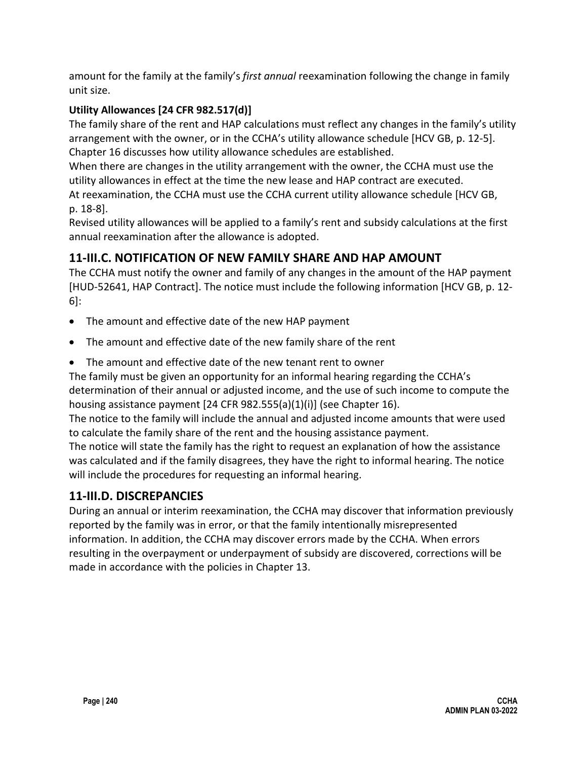amount for the family at the family's *first annual* reexamination following the change in family unit size.

**Utility Allowances [24 CFR 982.517(d)]**

The family share of the rent and HAP calculations must reflect any changes in the family's utility arrangement with the owner, or in the CCHA's utility allowance schedule [HCV GB, p. 12-5]. Chapter 16 discusses how utility allowance schedules are established.

When there are changes in the utility arrangement with the owner, the CCHA must use the utility allowances in effect at the time the new lease and HAP contract are executed.

At reexamination, the CCHA must use the CCHA current utility allowance schedule [HCV GB, p. 18-8].

Revised utility allowances will be applied to a family's rent and subsidy calculations at the first annual reexamination after the allowance is adopted.

## 11-III.C. NOTIFICATION OF NEW FAMILY SHARE AND HAP AMOUNT

The CCHA must notify the owner and family of any changes in the amount of the HAP payment [HUD-52641, HAP Contract]. The notice must include the following information [HCV GB, p. 12-6]:

- The amount and effective date of the new HAP payment
- The amount and effective date of the new family share of the rent
- The amount and effective date of the new tenant rent to owner

The family must be given an opportunity for an informal hearing regarding the CCHA's determination of their annual or adjusted income, and the use of such income to compute the housing assistance payment [24 CFR 982.555(a)(1)(i)] (see Chapter 16).

The notice to the family will include the annual and adjusted income amounts that were used to calculate the family share of the rent and the housing assistance payment.

The notice will state the family has the right to request an explanation of how the assistance was calculated and if the family disagrees, they have the right to informal hearing. The notice will include the procedures for requesting an informal hearing.

## 11-III.D. DISCREPANCIES

During an annual or interim reexamination, the CCHA may discover that information previously reported by the family was in error, or that the family intentionally misrepresented information. In addition, the CCHA may discover errors made by the CCHA. When errors resulting in the overpayment or underpayment of subsidy are discovered, corrections will be made in accordance with the policies in Chapter 13.